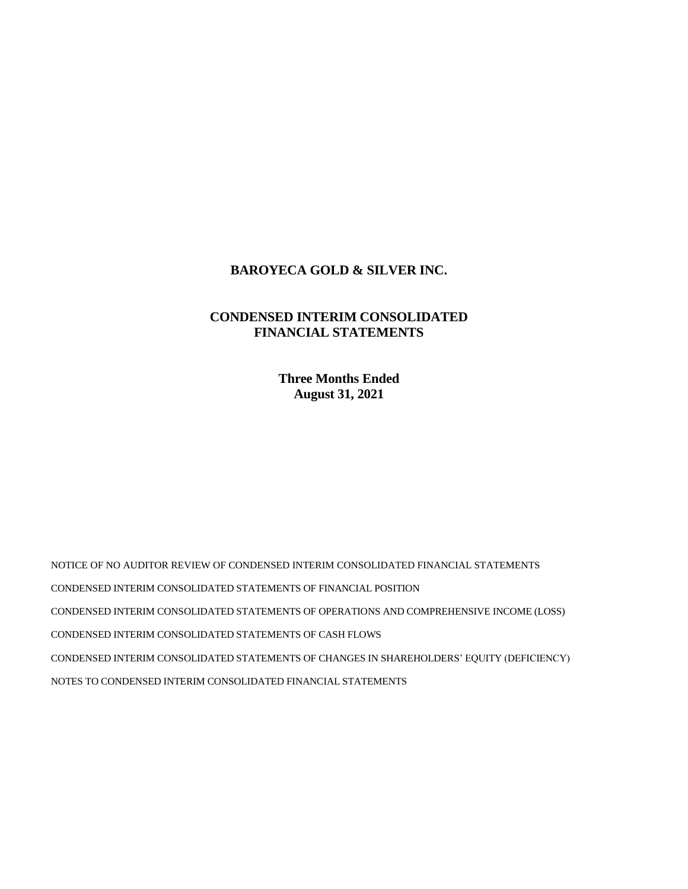# BAROYECA GOLD & SILVER INC.

## CONDENSED INTERIM CONSOLIDATED FINANCIAL STATEMENTS

**Three Months Ended**
**August 31, 2021**

NOTICE OF NO AUDITOR REVIEW OF CONDENSED INTERIM CONSOLIDATED FINANCIAL STATEMENTS

CONDENSED INTERIM CONSOLIDATED STATEMENTS OF FINANCIAL POSITION

CONDENSED INTERIM CONSOLIDATED STATEMENTS OF OPERATIONS AND COMPREHENSIVE INCOME (LOSS)

CONDENSED INTERIM CONSOLIDATED STATEMENTS OF CASH FLOWS

CONDENSED INTERIM CONSOLIDATED STATEMENTS OF CHANGES IN SHAREHOLDERS' EQUITY (DEFICIENCY)

NOTES TO CONDENSED INTERIM CONSOLIDATED FINANCIAL STATEMENTS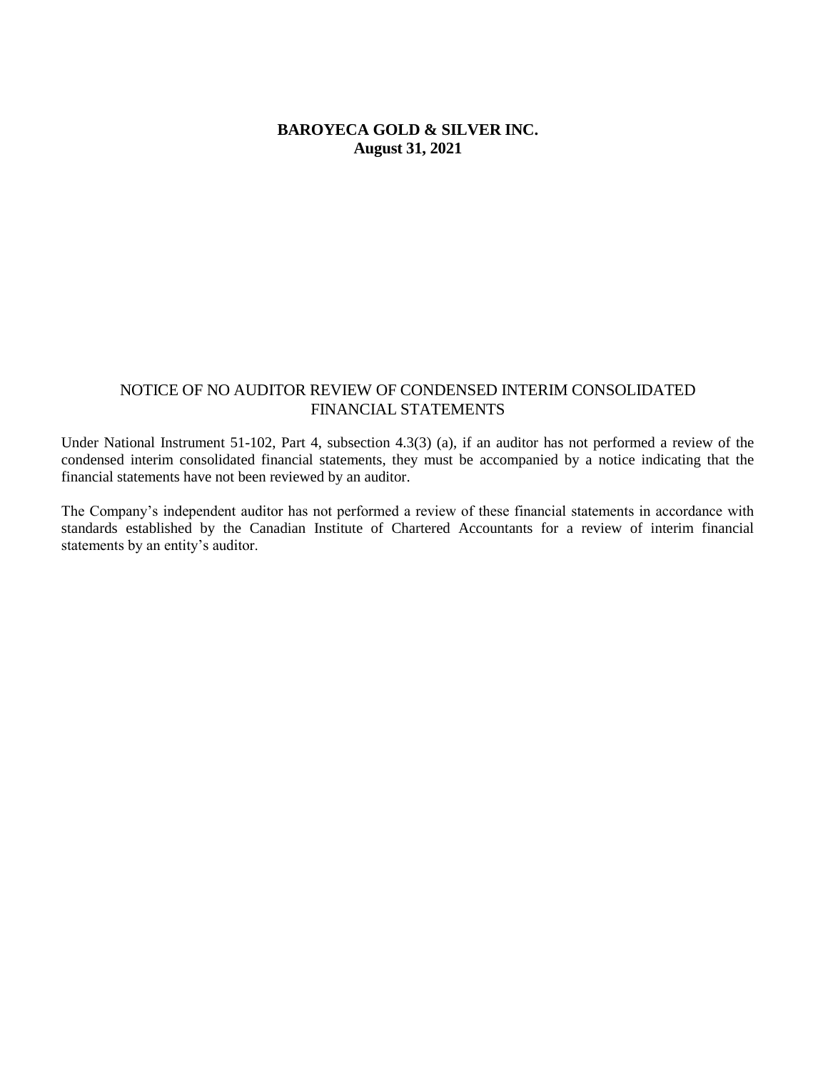**BAROYECA GOLD & SILVER INC.**
**August 31, 2021**

## NOTICE OF NO AUDITOR REVIEW OF CONDENSED INTERIM CONSOLIDATED FINANCIAL STATEMENTS

Under National Instrument 51-102, Part 4, subsection 4.3(3) (a), if an auditor has not performed a review of the condensed interim consolidated financial statements, they must be accompanied by a notice indicating that the financial statements have not been reviewed by an auditor.

The Company's independent auditor has not performed a review of these financial statements in accordance with standards established by the Canadian Institute of Chartered Accountants for a review of interim financial statements by an entity's auditor.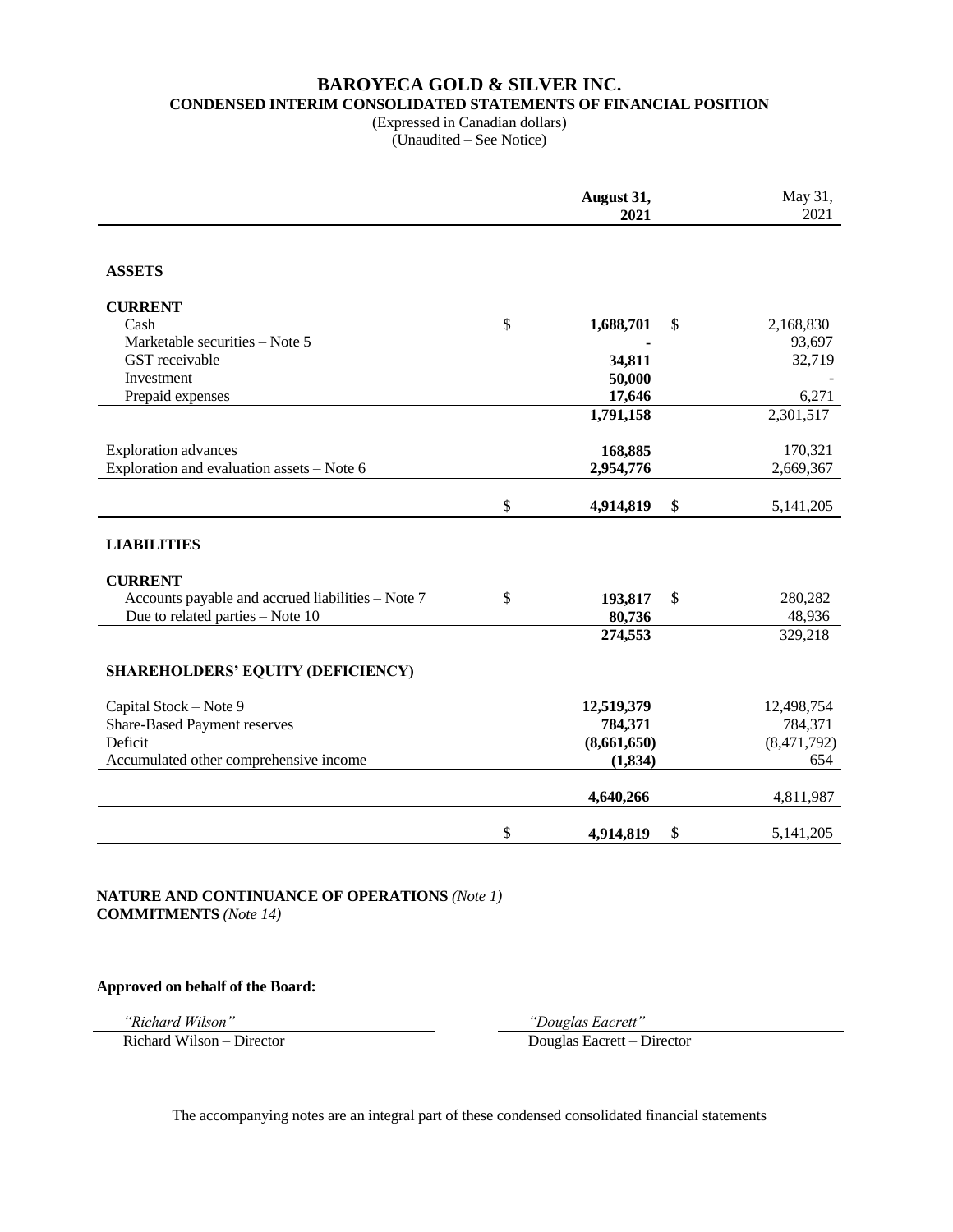# BAROYECA GOLD & SILVER INC.

## CONDENSED INTERIM CONSOLIDATED STATEMENTS OF FINANCIAL POSITION

(Expressed in Canadian dollars)
(Unaudited – See Notice)

| | | August 31, 2021 | | May 31, 2021 |
|---|---|---|---|---|
| **ASSETS** | | | | |
| **CURRENT** | | | | |
| Cash | $ | **1,688,701** | $ | 2,168,830 |
| Marketable securities – Note 5 | | **-** | | 93,697 |
| GST receivable | | **34,811** | | 32,719 |
| Investment | | **50,000** | | - |
| Prepaid expenses | | **17,646** | | 6,271 |
| | | **1,791,158** | | 2,301,517 |
| Exploration advances | | **168,885** | | 170,321 |
| Exploration and evaluation assets – Note 6 | | **2,954,776** | | 2,669,367 |
| | $ | **4,914,819** | $ | 5,141,205 |
| **LIABILITIES** | | | | |
| **CURRENT** | | | | |
| Accounts payable and accrued liabilities – Note 7 | $ | **193,817** | $ | 280,282 |
| Due to related parties – Note 10 | | **80,736** | | 48,936 |
| | | **274,553** | | 329,218 |
| **SHAREHOLDERS' EQUITY (DEFICIENCY)** | | | | |
| Capital Stock – Note 9 | | **12,519,379** | | 12,498,754 |
| Share-Based Payment reserves | | **784,371** | | 784,371 |
| Deficit | | **(8,661,650)** | | (8,471,792) |
| Accumulated other comprehensive income | | **(1,834)** | | 654 |
| | | **4,640,266** | | 4,811,987 |
| | $ | **4,914,819** | $ | 5,141,205 |

**NATURE AND CONTINUANCE OF OPERATIONS** *(Note 1)*
**COMMITMENTS** *(Note 14)*

**Approved on behalf of the Board:**

*"Richard Wilson"*
Richard Wilson – Director

*"Douglas Eacrett"*
Douglas Eacrett – Director

The accompanying notes are an integral part of these condensed consolidated financial statements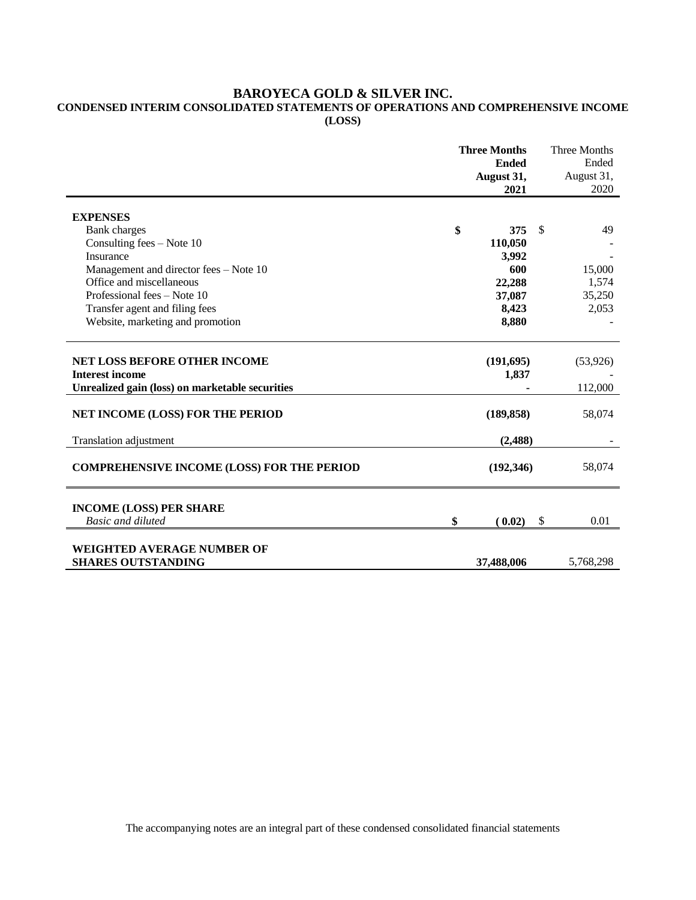# BAROYECA GOLD & SILVER INC.

## CONDENSED INTERIM CONSOLIDATED STATEMENTS OF OPERATIONS AND COMPREHENSIVE INCOME (LOSS)

| | Three Months Ended August 31, 2021 | Three Months Ended August 31, 2020 |
|---|---|---|
| **EXPENSES** | | |
| Bank charges | $ 375 | $ 49 |
| Consulting fees – Note 10 | 110,050 | - |
| Insurance | 3,992 | - |
| Management and director fees – Note 10 | 600 | 15,000 |
| Office and miscellaneous | 22,288 | 1,574 |
| Professional fees – Note 10 | 37,087 | 35,250 |
| Transfer agent and filing fees | 8,423 | 2,053 |
| Website, marketing and promotion | 8,880 | - |
| **NET LOSS BEFORE OTHER INCOME** | (191,695) | (53,926) |
| **Interest income** | 1,837 | - |
| **Unrealized gain (loss) on marketable securities** | - | 112,000 |
| **NET INCOME (LOSS) FOR THE PERIOD** | (189,858) | 58,074 |
| Translation adjustment | (2,488) | - |
| **COMPREHENSIVE INCOME (LOSS) FOR THE PERIOD** | (192,346) | 58,074 |
| **INCOME (LOSS) PER SHARE** | | |
| *Basic and diluted* | $ ( 0.02) | $ 0.01 |
| **WEIGHTED AVERAGE NUMBER OF SHARES OUTSTANDING** | 37,488,006 | 5,768,298 |

The accompanying notes are an integral part of these condensed consolidated financial statements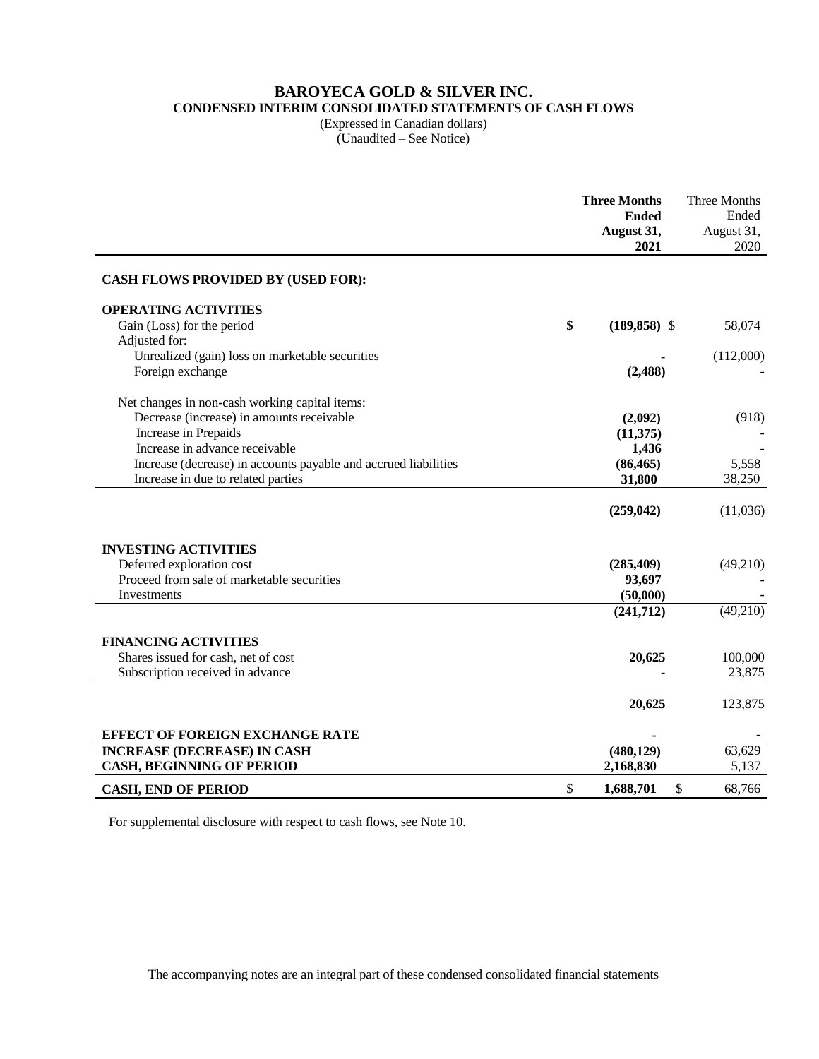# BAROYECA GOLD & SILVER INC.

## CONDENSED INTERIM CONSOLIDATED STATEMENTS OF CASH FLOWS

(Expressed in Canadian dollars)
(Unaudited – See Notice)

| | **Three Months Ended August 31, 2021** | Three Months Ended August 31, 2020 |
|---|---|---|
| **CASH FLOWS PROVIDED BY (USED FOR):** | | |
| **OPERATING ACTIVITIES** | | |
| Gain (Loss) for the period | **$ (189,858)** | $ 58,074 |
| Adjusted for: | | |
| Unrealized (gain) loss on marketable securities | **-** | (112,000) |
| Foreign exchange | **(2,488)** | - |
| Net changes in non-cash working capital items: | | |
| Decrease (increase) in amounts receivable | **(2,092)** | (918) |
| Increase in Prepaids | **(11,375)** | - |
| Increase in advance receivable | **1,436** | - |
| Increase (decrease) in accounts payable and accrued liabilities | **(86,465)** | 5,558 |
| Increase in due to related parties | **31,800** | 38,250 |
| | **(259,042)** | (11,036) |
| **INVESTING ACTIVITIES** | | |
| Deferred exploration cost | **(285,409)** | (49,210) |
| Proceed from sale of marketable securities | **93,697** | - |
| Investments | **(50,000)** | - |
| | **(241,712)** | (49,210) |
| **FINANCING ACTIVITIES** | | |
| Shares issued for cash, net of cost | **20,625** | 100,000 |
| Subscription received in advance | - | 23,875 |
| | **20,625** | 123,875 |
| **EFFECT OF FOREIGN EXCHANGE RATE** | **-** | - |
| **INCREASE (DECREASE) IN CASH** | **(480,129)** | 63,629 |
| **CASH, BEGINNING OF PERIOD** | **2,168,830** | 5,137 |
| **CASH, END OF PERIOD** | $ **1,688,701** | $ 68,766 |

For supplemental disclosure with respect to cash flows, see Note 10.

The accompanying notes are an integral part of these condensed consolidated financial statements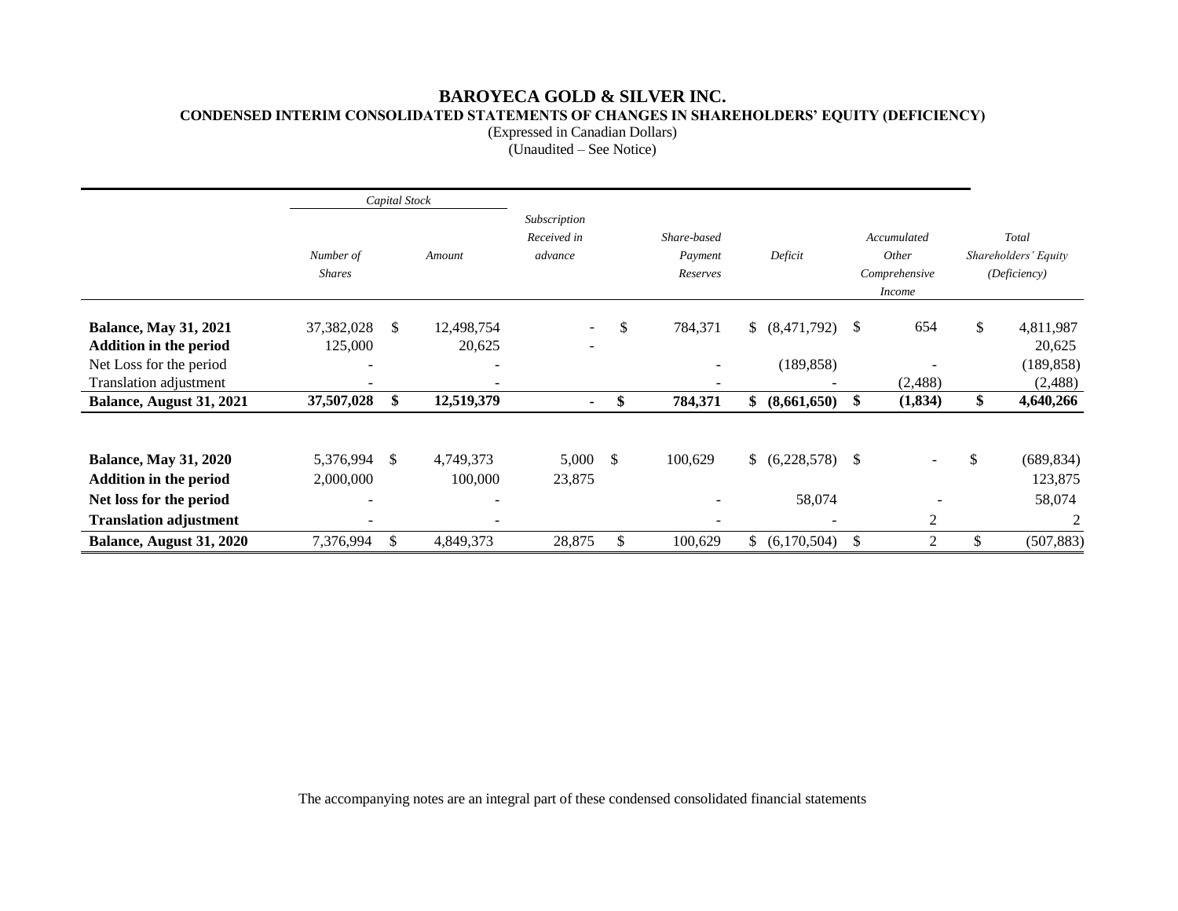# BAROYECA GOLD & SILVER INC.

## CONDENSED INTERIM CONSOLIDATED STATEMENTS OF CHANGES IN SHAREHOLDERS' EQUITY (DEFICIENCY)

(Expressed in Canadian Dollars)
(Unaudited – See Notice)

| | *Capital Stock* | | | | | | |
|---|---|---|---|---|---|---|---|
| | *Number of Shares* | *Amount* | *Subscription Received in advance* | *Share-based Payment Reserves* | *Deficit* | *Accumulated Other Comprehensive Income* | *Total Shareholders' Equity (Deficiency)* |
| **Balance, May 31, 2021** | 37,382,028 | $ 12,498,754 | - | $ 784,371 | $ (8,471,792) | $ 654 | $ 4,811,987 |
| **Addition in the period** | 125,000 | 20,625 | - | | | | 20,625 |
| Net Loss for the period | - | - | | - | (189,858) | - | (189,858) |
| Translation adjustment | - | - | | - | - | (2,488) | (2,488) |
| **Balance, August 31, 2021** | **37,507,028** | **$ 12,519,379** | **-** | **$ 784,371** | **$ (8,661,650)** | **$ (1,834)** | **$ 4,640,266** |
| | | | | | | | |
| **Balance, May 31, 2020** | 5,376,994 | $ 4,749,373 | 5,000 | $ 100,629 | $ (6,228,578) | $ - | $ (689,834) |
| **Addition in the period** | 2,000,000 | 100,000 | 23,875 | | | | 123,875 |
| **Net loss for the period** | - | - | | - | 58,074 | - | 58,074 |
| **Translation adjustment** | - | - | | - | - | 2 | 2 |
| **Balance, August 31, 2020** | 7,376,994 | $ 4,849,373 | 28,875 | $ 100,629 | $ (6,170,504) | $ 2 | $ (507,883) |

The accompanying notes are an integral part of these condensed consolidated financial statements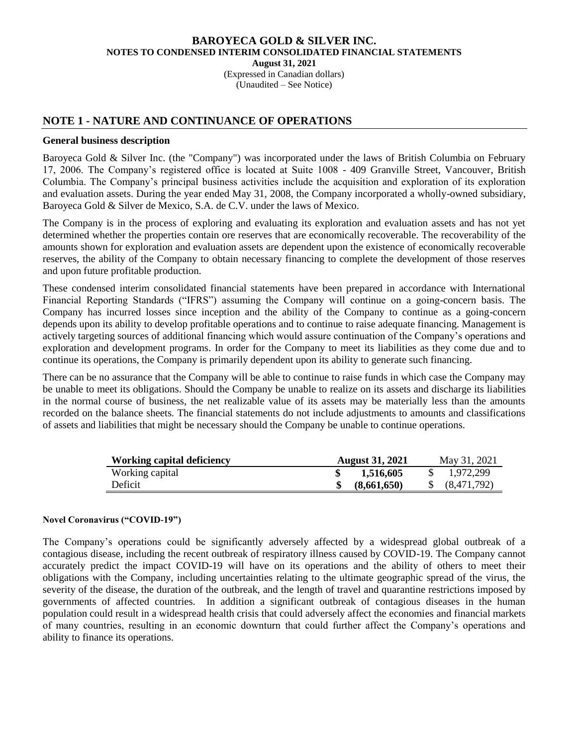## NOTE 1 - NATURE AND CONTINUANCE OF OPERATIONS

### General business description

Baroyeca Gold & Silver Inc. (the "Company") was incorporated under the laws of British Columbia on February 17, 2006. The Company's registered office is located at Suite 1008 - 409 Granville Street, Vancouver, British Columbia. The Company's principal business activities include the acquisition and exploration of its exploration and evaluation assets. During the year ended May 31, 2008, the Company incorporated a wholly-owned subsidiary, Baroyeca Gold & Silver de Mexico, S.A. de C.V. under the laws of Mexico.

The Company is in the process of exploring and evaluating its exploration and evaluation assets and has not yet determined whether the properties contain ore reserves that are economically recoverable. The recoverability of the amounts shown for exploration and evaluation assets are dependent upon the existence of economically recoverable reserves, the ability of the Company to obtain necessary financing to complete the development of those reserves and upon future profitable production.

These condensed interim consolidated financial statements have been prepared in accordance with International Financial Reporting Standards ("IFRS") assuming the Company will continue on a going-concern basis. The Company has incurred losses since inception and the ability of the Company to continue as a going-concern depends upon its ability to develop profitable operations and to continue to raise adequate financing. Management is actively targeting sources of additional financing which would assure continuation of the Company's operations and exploration and development programs. In order for the Company to meet its liabilities as they come due and to continue its operations, the Company is primarily dependent upon its ability to generate such financing.

There can be no assurance that the Company will be able to continue to raise funds in which case the Company may be unable to meet its obligations. Should the Company be unable to realize on its assets and discharge its liabilities in the normal course of business, the net realizable value of its assets may be materially less than the amounts recorded on the balance sheets. The financial statements do not include adjustments to amounts and classifications of assets and liabilities that might be necessary should the Company be unable to continue operations.

| **Working capital deficiency** | **August 31, 2021** | May 31, 2021 |
|---|---|---|
| Working capital | **$ 1,516,605** | $ 1,972,299 |
| Deficit | **$ (8,661,650)** | $ (8,471,792) |

#### Novel Coronavirus ("COVID-19")

The Company's operations could be significantly adversely affected by a widespread global outbreak of a contagious disease, including the recent outbreak of respiratory illness caused by COVID-19. The Company cannot accurately predict the impact COVID-19 will have on its operations and the ability of others to meet their obligations with the Company, including uncertainties relating to the ultimate geographic spread of the virus, the severity of the disease, the duration of the outbreak, and the length of travel and quarantine restrictions imposed by governments of affected countries. In addition a significant outbreak of contagious diseases in the human population could result in a widespread health crisis that could adversely affect the economies and financial markets of many countries, resulting in an economic downturn that could further affect the Company's operations and ability to finance its operations.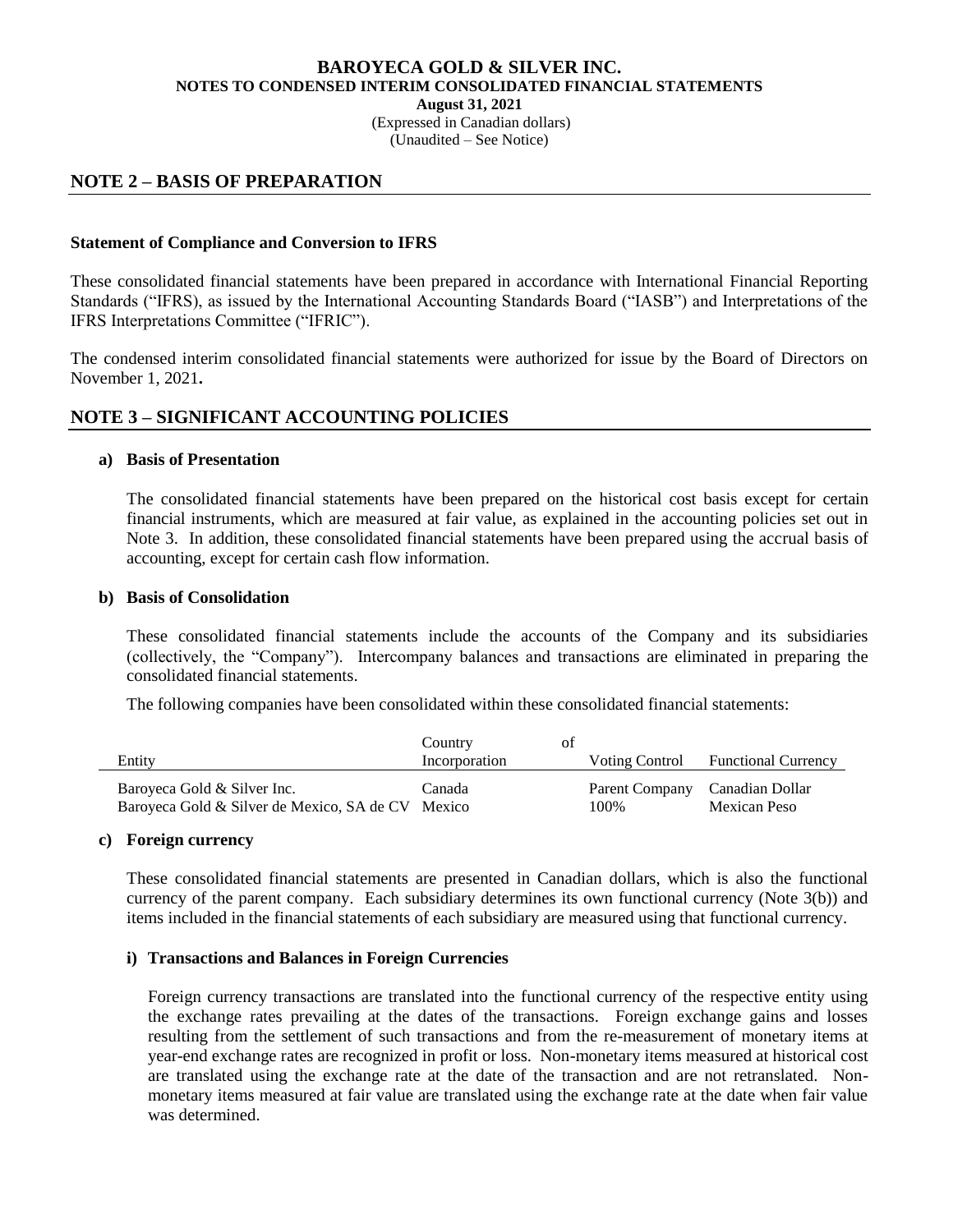## NOTE 2 – BASIS OF PREPARATION

**Statement of Compliance and Conversion to IFRS**

These consolidated financial statements have been prepared in accordance with International Financial Reporting Standards ("IFRS), as issued by the International Accounting Standards Board ("IASB") and Interpretations of the IFRS Interpretations Committee ("IFRIC").

The condensed interim consolidated financial statements were authorized for issue by the Board of Directors on November 1, 2021**.**

## NOTE 3 – SIGNIFICANT ACCOUNTING POLICIES

**a) Basis of Presentation**

The consolidated financial statements have been prepared on the historical cost basis except for certain financial instruments, which are measured at fair value, as explained in the accounting policies set out in Note 3. In addition, these consolidated financial statements have been prepared using the accrual basis of accounting, except for certain cash flow information.

**b) Basis of Consolidation**

These consolidated financial statements include the accounts of the Company and its subsidiaries (collectively, the "Company"). Intercompany balances and transactions are eliminated in preparing the consolidated financial statements.

The following companies have been consolidated within these consolidated financial statements:

| Entity | Country of Incorporation | Voting Control | Functional Currency |
|---|---|---|---|
| Baroyeca Gold & Silver Inc. | Canada | Parent Company | Canadian Dollar |
| Baroyeca Gold & Silver de Mexico, SA de CV | Mexico | 100% | Mexican Peso |

**c) Foreign currency**

These consolidated financial statements are presented in Canadian dollars, which is also the functional currency of the parent company. Each subsidiary determines its own functional currency (Note 3(b)) and items included in the financial statements of each subsidiary are measured using that functional currency.

**i) Transactions and Balances in Foreign Currencies**

Foreign currency transactions are translated into the functional currency of the respective entity using the exchange rates prevailing at the dates of the transactions. Foreign exchange gains and losses resulting from the settlement of such transactions and from the re-measurement of monetary items at year-end exchange rates are recognized in profit or loss. Non-monetary items measured at historical cost are translated using the exchange rate at the date of the transaction and are not retranslated. Non-monetary items measured at fair value are translated using the exchange rate at the date when fair value was determined.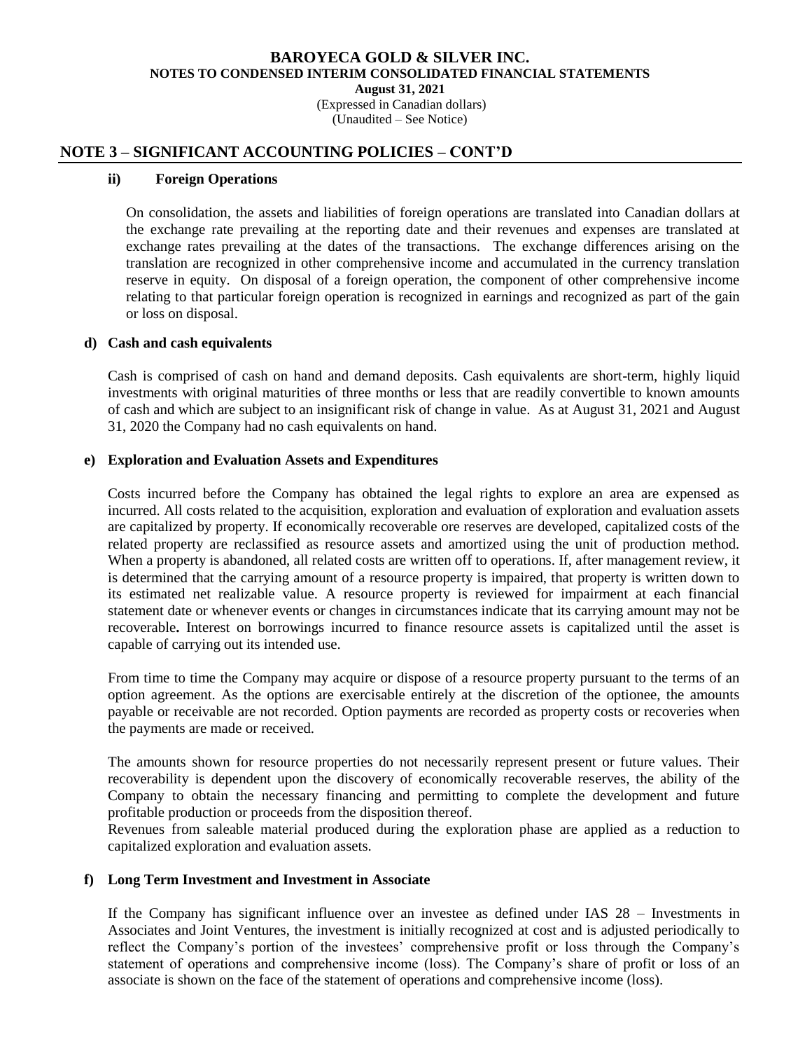## NOTE 3 – SIGNIFICANT ACCOUNTING POLICIES – CONT'D

### ii) Foreign Operations

On consolidation, the assets and liabilities of foreign operations are translated into Canadian dollars at the exchange rate prevailing at the reporting date and their revenues and expenses are translated at exchange rates prevailing at the dates of the transactions. The exchange differences arising on the translation are recognized in other comprehensive income and accumulated in the currency translation reserve in equity. On disposal of a foreign operation, the component of other comprehensive income relating to that particular foreign operation is recognized in earnings and recognized as part of the gain or loss on disposal.

### d) Cash and cash equivalents

Cash is comprised of cash on hand and demand deposits. Cash equivalents are short-term, highly liquid investments with original maturities of three months or less that are readily convertible to known amounts of cash and which are subject to an insignificant risk of change in value. As at August 31, 2021 and August 31, 2020 the Company had no cash equivalents on hand.

### e) Exploration and Evaluation Assets and Expenditures

Costs incurred before the Company has obtained the legal rights to explore an area are expensed as incurred. All costs related to the acquisition, exploration and evaluation of exploration and evaluation assets are capitalized by property. If economically recoverable ore reserves are developed, capitalized costs of the related property are reclassified as resource assets and amortized using the unit of production method. When a property is abandoned, all related costs are written off to operations. If, after management review, it is determined that the carrying amount of a resource property is impaired, that property is written down to its estimated net realizable value. A resource property is reviewed for impairment at each financial statement date or whenever events or changes in circumstances indicate that its carrying amount may not be recoverable**.** Interest on borrowings incurred to finance resource assets is capitalized until the asset is capable of carrying out its intended use.

From time to time the Company may acquire or dispose of a resource property pursuant to the terms of an option agreement. As the options are exercisable entirely at the discretion of the optionee, the amounts payable or receivable are not recorded. Option payments are recorded as property costs or recoveries when the payments are made or received.

The amounts shown for resource properties do not necessarily represent present or future values. Their recoverability is dependent upon the discovery of economically recoverable reserves, the ability of the Company to obtain the necessary financing and permitting to complete the development and future profitable production or proceeds from the disposition thereof.
Revenues from saleable material produced during the exploration phase are applied as a reduction to capitalized exploration and evaluation assets.

### f) Long Term Investment and Investment in Associate

If the Company has significant influence over an investee as defined under IAS 28 – Investments in Associates and Joint Ventures, the investment is initially recognized at cost and is adjusted periodically to reflect the Company's portion of the investees' comprehensive profit or loss through the Company's statement of operations and comprehensive income (loss). The Company's share of profit or loss of an associate is shown on the face of the statement of operations and comprehensive income (loss).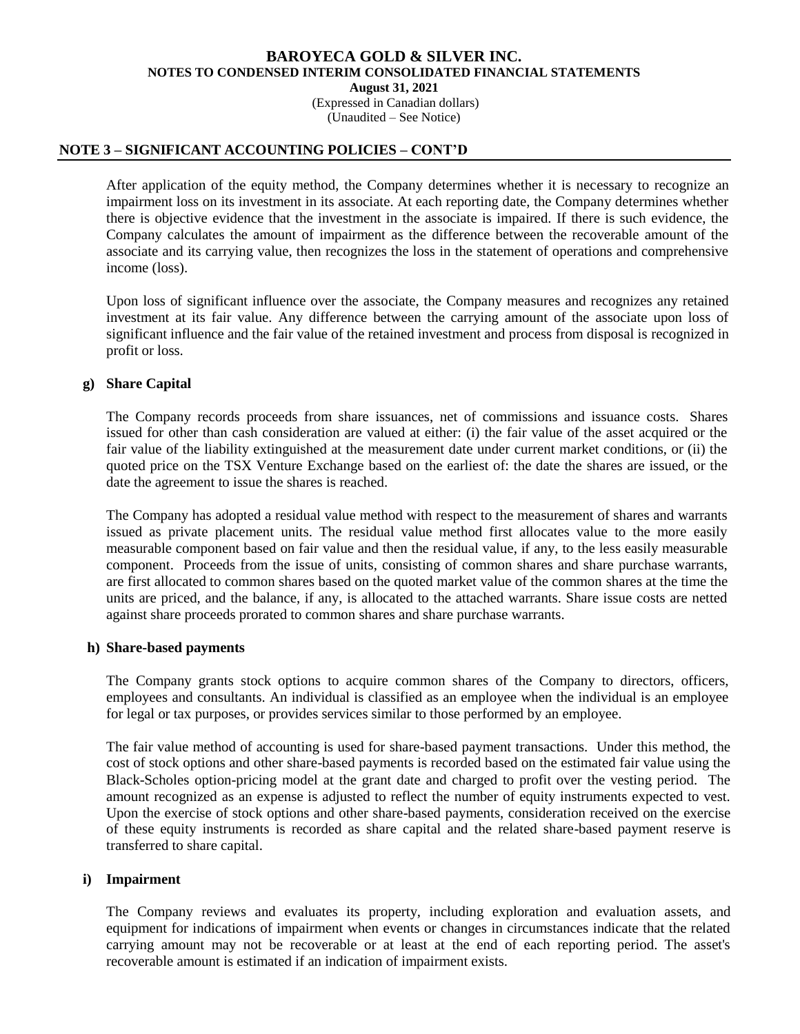## NOTE 3 – SIGNIFICANT ACCOUNTING POLICIES – CONT'D

After application of the equity method, the Company determines whether it is necessary to recognize an impairment loss on its investment in its associate. At each reporting date, the Company determines whether there is objective evidence that the investment in the associate is impaired. If there is such evidence, the Company calculates the amount of impairment as the difference between the recoverable amount of the associate and its carrying value, then recognizes the loss in the statement of operations and comprehensive income (loss).

Upon loss of significant influence over the associate, the Company measures and recognizes any retained investment at its fair value. Any difference between the carrying amount of the associate upon loss of significant influence and the fair value of the retained investment and process from disposal is recognized in profit or loss.

### g) Share Capital

The Company records proceeds from share issuances, net of commissions and issuance costs. Shares issued for other than cash consideration are valued at either: (i) the fair value of the asset acquired or the fair value of the liability extinguished at the measurement date under current market conditions, or (ii) the quoted price on the TSX Venture Exchange based on the earliest of: the date the shares are issued, or the date the agreement to issue the shares is reached.

The Company has adopted a residual value method with respect to the measurement of shares and warrants issued as private placement units. The residual value method first allocates value to the more easily measurable component based on fair value and then the residual value, if any, to the less easily measurable component. Proceeds from the issue of units, consisting of common shares and share purchase warrants, are first allocated to common shares based on the quoted market value of the common shares at the time the units are priced, and the balance, if any, is allocated to the attached warrants. Share issue costs are netted against share proceeds prorated to common shares and share purchase warrants.

### h) Share-based payments

The Company grants stock options to acquire common shares of the Company to directors, officers, employees and consultants. An individual is classified as an employee when the individual is an employee for legal or tax purposes, or provides services similar to those performed by an employee.

The fair value method of accounting is used for share-based payment transactions. Under this method, the cost of stock options and other share-based payments is recorded based on the estimated fair value using the Black-Scholes option-pricing model at the grant date and charged to profit over the vesting period. The amount recognized as an expense is adjusted to reflect the number of equity instruments expected to vest. Upon the exercise of stock options and other share-based payments, consideration received on the exercise of these equity instruments is recorded as share capital and the related share-based payment reserve is transferred to share capital.

### i) Impairment

The Company reviews and evaluates its property, including exploration and evaluation assets, and equipment for indications of impairment when events or changes in circumstances indicate that the related carrying amount may not be recoverable or at least at the end of each reporting period. The asset's recoverable amount is estimated if an indication of impairment exists.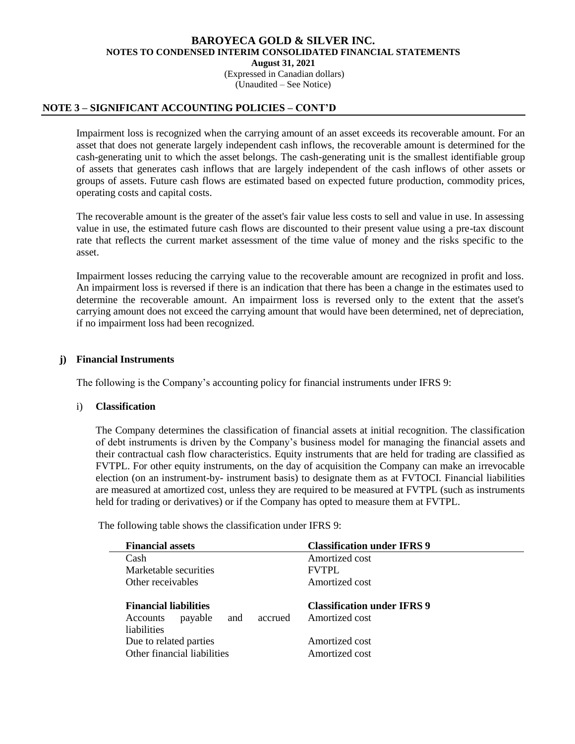## NOTE 3 – SIGNIFICANT ACCOUNTING POLICIES – CONT'D

Impairment loss is recognized when the carrying amount of an asset exceeds its recoverable amount. For an asset that does not generate largely independent cash inflows, the recoverable amount is determined for the cash-generating unit to which the asset belongs. The cash-generating unit is the smallest identifiable group of assets that generates cash inflows that are largely independent of the cash inflows of other assets or groups of assets. Future cash flows are estimated based on expected future production, commodity prices, operating costs and capital costs.

The recoverable amount is the greater of the asset's fair value less costs to sell and value in use. In assessing value in use, the estimated future cash flows are discounted to their present value using a pre-tax discount rate that reflects the current market assessment of the time value of money and the risks specific to the asset.

Impairment losses reducing the carrying value to the recoverable amount are recognized in profit and loss. An impairment loss is reversed if there is an indication that there has been a change in the estimates used to determine the recoverable amount. An impairment loss is reversed only to the extent that the asset's carrying amount does not exceed the carrying amount that would have been determined, net of depreciation, if no impairment loss had been recognized.

### j) Financial Instruments

The following is the Company's accounting policy for financial instruments under IFRS 9:

i) **Classification**

The Company determines the classification of financial assets at initial recognition. The classification of debt instruments is driven by the Company's business model for managing the financial assets and their contractual cash flow characteristics. Equity instruments that are held for trading are classified as FVTPL. For other equity instruments, on the day of acquisition the Company can make an irrevocable election (on an instrument-by- instrument basis) to designate them as at FVTOCI. Financial liabilities are measured at amortized cost, unless they are required to be measured at FVTPL (such as instruments held for trading or derivatives) or if the Company has opted to measure them at FVTPL.

The following table shows the classification under IFRS 9:

| Financial assets | Classification under IFRS 9 |
|---|---|
| Cash | Amortized cost |
| Marketable securities | FVTPL |
| Other receivables | Amortized cost |
| **Financial liabilities** | **Classification under IFRS 9** |
| Accounts payable and accrued liabilities | Amortized cost |
| Due to related parties | Amortized cost |
| Other financial liabilities | Amortized cost |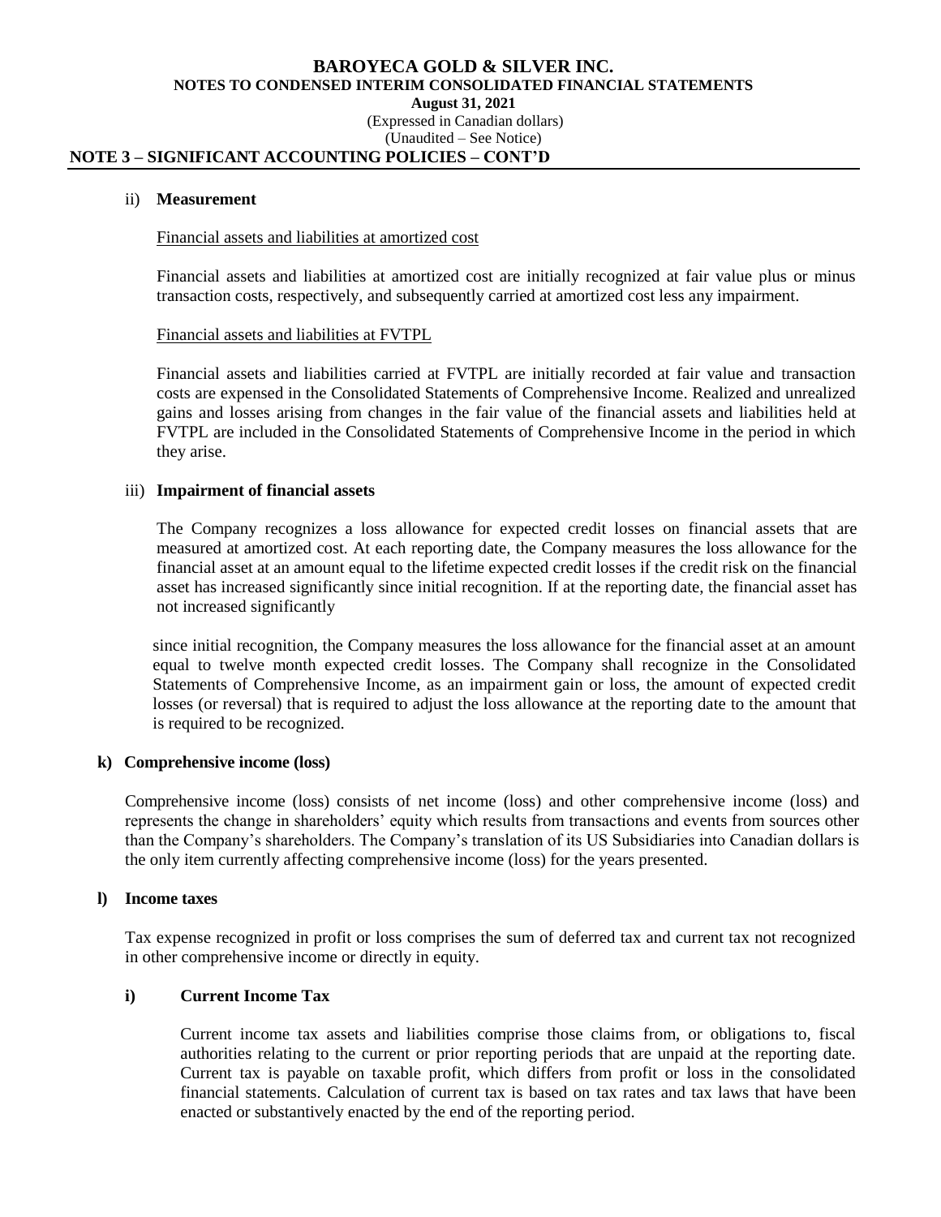## NOTE 3 – SIGNIFICANT ACCOUNTING POLICIES – CONT'D

ii) **Measurement**

Financial assets and liabilities at amortized cost

Financial assets and liabilities at amortized cost are initially recognized at fair value plus or minus transaction costs, respectively, and subsequently carried at amortized cost less any impairment.

Financial assets and liabilities at FVTPL

Financial assets and liabilities carried at FVTPL are initially recorded at fair value and transaction costs are expensed in the Consolidated Statements of Comprehensive Income. Realized and unrealized gains and losses arising from changes in the fair value of the financial assets and liabilities held at FVTPL are included in the Consolidated Statements of Comprehensive Income in the period in which they arise.

iii) **Impairment of financial assets**

The Company recognizes a loss allowance for expected credit losses on financial assets that are measured at amortized cost. At each reporting date, the Company measures the loss allowance for the financial asset at an amount equal to the lifetime expected credit losses if the credit risk on the financial asset has increased significantly since initial recognition. If at the reporting date, the financial asset has not increased significantly

since initial recognition, the Company measures the loss allowance for the financial asset at an amount equal to twelve month expected credit losses. The Company shall recognize in the Consolidated Statements of Comprehensive Income, as an impairment gain or loss, the amount of expected credit losses (or reversal) that is required to adjust the loss allowance at the reporting date to the amount that is required to be recognized.

**k) Comprehensive income (loss)**

Comprehensive income (loss) consists of net income (loss) and other comprehensive income (loss) and represents the change in shareholders' equity which results from transactions and events from sources other than the Company's shareholders. The Company's translation of its US Subsidiaries into Canadian dollars is the only item currently affecting comprehensive income (loss) for the years presented.

**l) Income taxes**

Tax expense recognized in profit or loss comprises the sum of deferred tax and current tax not recognized in other comprehensive income or directly in equity.

**i) Current Income Tax**

Current income tax assets and liabilities comprise those claims from, or obligations to, fiscal authorities relating to the current or prior reporting periods that are unpaid at the reporting date. Current tax is payable on taxable profit, which differs from profit or loss in the consolidated financial statements. Calculation of current tax is based on tax rates and tax laws that have been enacted or substantively enacted by the end of the reporting period.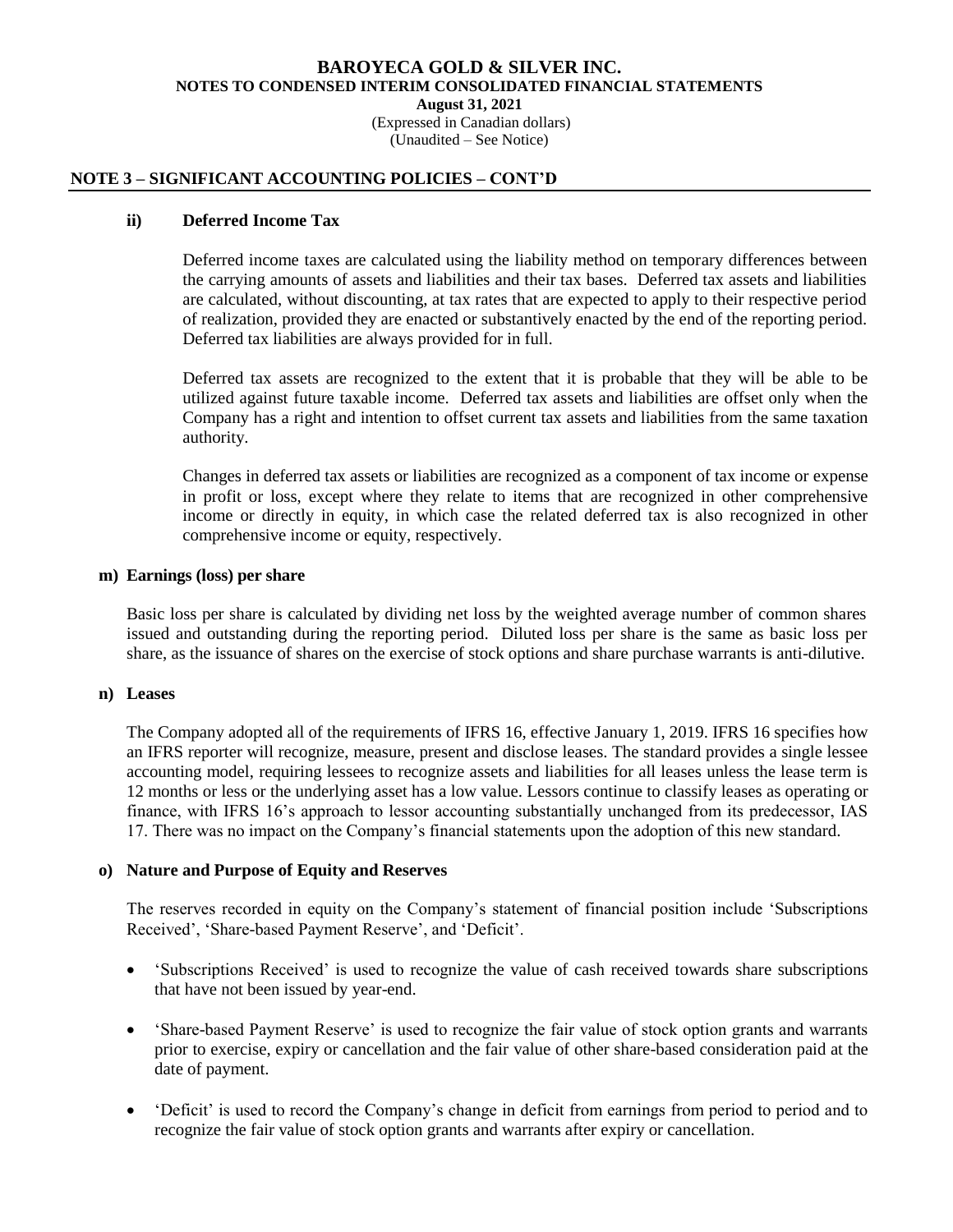## NOTE 3 – SIGNIFICANT ACCOUNTING POLICIES – CONT'D

### ii) Deferred Income Tax

Deferred income taxes are calculated using the liability method on temporary differences between the carrying amounts of assets and liabilities and their tax bases. Deferred tax assets and liabilities are calculated, without discounting, at tax rates that are expected to apply to their respective period of realization, provided they are enacted or substantively enacted by the end of the reporting period. Deferred tax liabilities are always provided for in full.

Deferred tax assets are recognized to the extent that it is probable that they will be able to be utilized against future taxable income. Deferred tax assets and liabilities are offset only when the Company has a right and intention to offset current tax assets and liabilities from the same taxation authority.

Changes in deferred tax assets or liabilities are recognized as a component of tax income or expense in profit or loss, except where they relate to items that are recognized in other comprehensive income or directly in equity, in which case the related deferred tax is also recognized in other comprehensive income or equity, respectively.

### m) Earnings (loss) per share

Basic loss per share is calculated by dividing net loss by the weighted average number of common shares issued and outstanding during the reporting period. Diluted loss per share is the same as basic loss per share, as the issuance of shares on the exercise of stock options and share purchase warrants is anti-dilutive.

### n) Leases

The Company adopted all of the requirements of IFRS 16, effective January 1, 2019. IFRS 16 specifies how an IFRS reporter will recognize, measure, present and disclose leases. The standard provides a single lessee accounting model, requiring lessees to recognize assets and liabilities for all leases unless the lease term is 12 months or less or the underlying asset has a low value. Lessors continue to classify leases as operating or finance, with IFRS 16's approach to lessor accounting substantially unchanged from its predecessor, IAS 17. There was no impact on the Company's financial statements upon the adoption of this new standard.

### o) Nature and Purpose of Equity and Reserves

The reserves recorded in equity on the Company's statement of financial position include 'Subscriptions Received', 'Share-based Payment Reserve', and 'Deficit'.

- 'Subscriptions Received' is used to recognize the value of cash received towards share subscriptions that have not been issued by year-end.
- 'Share-based Payment Reserve' is used to recognize the fair value of stock option grants and warrants prior to exercise, expiry or cancellation and the fair value of other share-based consideration paid at the date of payment.
- 'Deficit' is used to record the Company's change in deficit from earnings from period to period and to recognize the fair value of stock option grants and warrants after expiry or cancellation.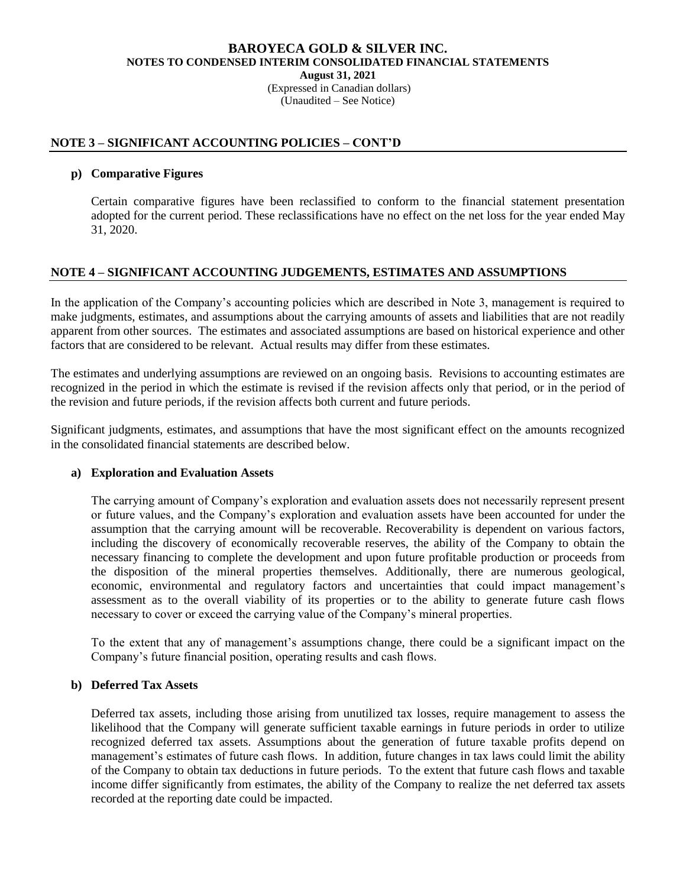## NOTE 3 – SIGNIFICANT ACCOUNTING POLICIES – CONT'D

**p) Comparative Figures**

Certain comparative figures have been reclassified to conform to the financial statement presentation adopted for the current period. These reclassifications have no effect on the net loss for the year ended May 31, 2020.

## NOTE 4 – SIGNIFICANT ACCOUNTING JUDGEMENTS, ESTIMATES AND ASSUMPTIONS

In the application of the Company's accounting policies which are described in Note 3, management is required to make judgments, estimates, and assumptions about the carrying amounts of assets and liabilities that are not readily apparent from other sources. The estimates and associated assumptions are based on historical experience and other factors that are considered to be relevant. Actual results may differ from these estimates.

The estimates and underlying assumptions are reviewed on an ongoing basis. Revisions to accounting estimates are recognized in the period in which the estimate is revised if the revision affects only that period, or in the period of the revision and future periods, if the revision affects both current and future periods.

Significant judgments, estimates, and assumptions that have the most significant effect on the amounts recognized in the consolidated financial statements are described below.

**a) Exploration and Evaluation Assets**

The carrying amount of Company's exploration and evaluation assets does not necessarily represent present or future values, and the Company's exploration and evaluation assets have been accounted for under the assumption that the carrying amount will be recoverable. Recoverability is dependent on various factors, including the discovery of economically recoverable reserves, the ability of the Company to obtain the necessary financing to complete the development and upon future profitable production or proceeds from the disposition of the mineral properties themselves. Additionally, there are numerous geological, economic, environmental and regulatory factors and uncertainties that could impact management's assessment as to the overall viability of its properties or to the ability to generate future cash flows necessary to cover or exceed the carrying value of the Company's mineral properties.

To the extent that any of management's assumptions change, there could be a significant impact on the Company's future financial position, operating results and cash flows.

**b) Deferred Tax Assets**

Deferred tax assets, including those arising from unutilized tax losses, require management to assess the likelihood that the Company will generate sufficient taxable earnings in future periods in order to utilize recognized deferred tax assets. Assumptions about the generation of future taxable profits depend on management's estimates of future cash flows. In addition, future changes in tax laws could limit the ability of the Company to obtain tax deductions in future periods. To the extent that future cash flows and taxable income differ significantly from estimates, the ability of the Company to realize the net deferred tax assets recorded at the reporting date could be impacted.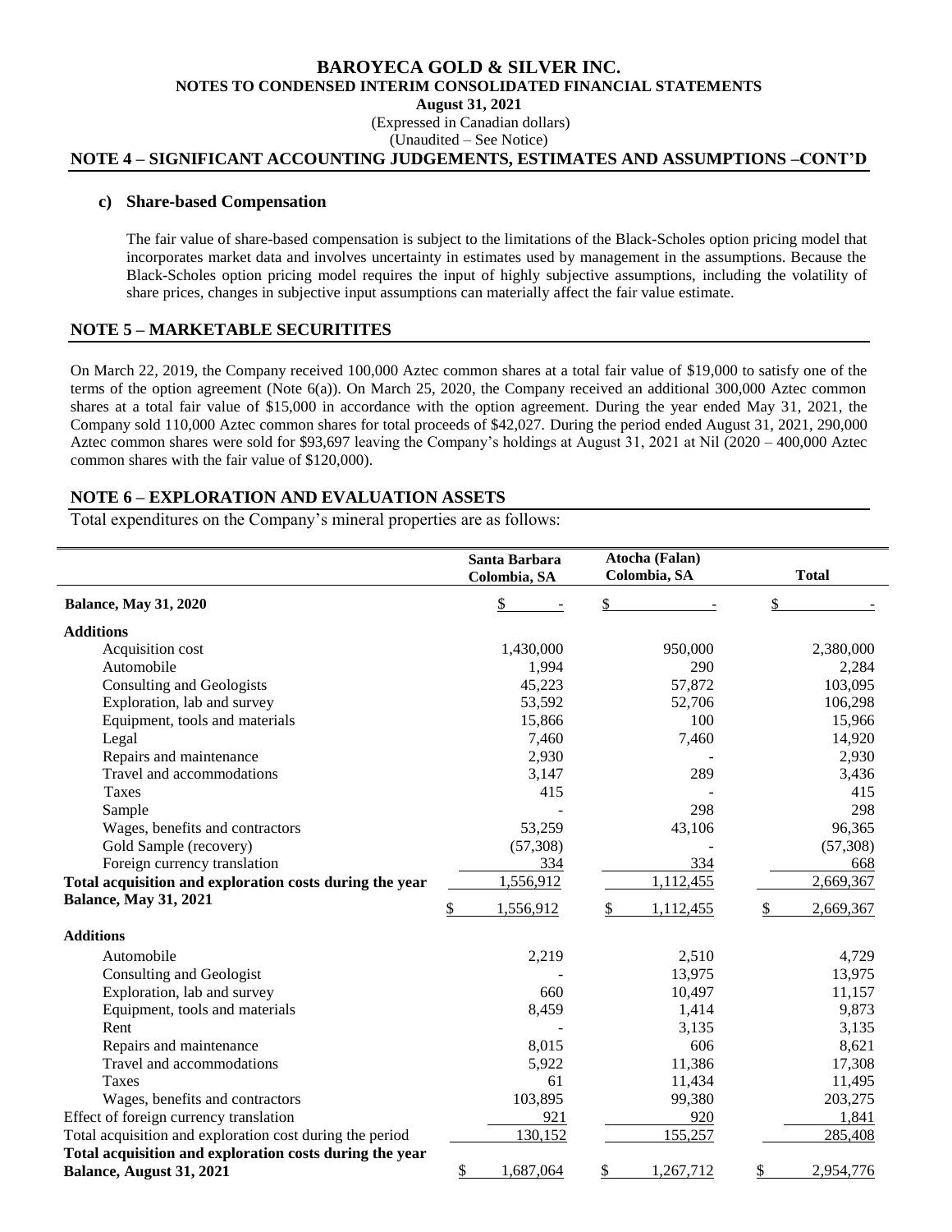# BAROYECA GOLD & SILVER INC.

**NOTES TO CONDENSED INTERIM CONSOLIDATED FINANCIAL STATEMENTS**

**August 31, 2021**

(Expressed in Canadian dollars)

(Unaudited – See Notice)

## NOTE 4 – SIGNIFICANT ACCOUNTING JUDGEMENTS, ESTIMATES AND ASSUMPTIONS –CONT'D

### c) Share-based Compensation

The fair value of share-based compensation is subject to the limitations of the Black-Scholes option pricing model that incorporates market data and involves uncertainty in estimates used by management in the assumptions. Because the Black-Scholes option pricing model requires the input of highly subjective assumptions, including the volatility of share prices, changes in subjective input assumptions can materially affect the fair value estimate.

## NOTE 5 – MARKETABLE SECURITITES

On March 22, 2019, the Company received 100,000 Aztec common shares at a total fair value of $19,000 to satisfy one of the terms of the option agreement (Note 6(a)). On March 25, 2020, the Company received an additional 300,000 Aztec common shares at a total fair value of $15,000 in accordance with the option agreement. During the year ended May 31, 2021, the Company sold 110,000 Aztec common shares for total proceeds of $42,027. During the period ended August 31, 2021, 290,000 Aztec common shares were sold for $93,697 leaving the Company's holdings at August 31, 2021 at Nil (2020 – 400,000 Aztec common shares with the fair value of $120,000).

## NOTE 6 – EXPLORATION AND EVALUATION ASSETS

Total expenditures on the Company's mineral properties are as follows:

| | Santa Barbara Colombia, SA | Atocha (Falan) Colombia, SA | Total |
|---|---|---|---|
| **Balance, May 31, 2020** | $ - | $ - | $ - |
| **Additions** | | | |
| Acquisition cost | 1,430,000 | 950,000 | 2,380,000 |
| Automobile | 1,994 | 290 | 2,284 |
| Consulting and Geologists | 45,223 | 57,872 | 103,095 |
| Exploration, lab and survey | 53,592 | 52,706 | 106,298 |
| Equipment, tools and materials | 15,866 | 100 | 15,966 |
| Legal | 7,460 | 7,460 | 14,920 |
| Repairs and maintenance | 2,930 | - | 2,930 |
| Travel and accommodations | 3,147 | 289 | 3,436 |
| Taxes | 415 | - | 415 |
| Sample | - | 298 | 298 |
| Wages, benefits and contractors | 53,259 | 43,106 | 96,365 |
| Gold Sample (recovery) | (57,308) | - | (57,308) |
| Foreign currency translation | 334 | 334 | 668 |
| **Total acquisition and exploration costs during the year** | 1,556,912 | 1,112,455 | 2,669,367 |
| **Balance, May 31, 2021** | $ 1,556,912 | $ 1,112,455 | $ 2,669,367 |
| **Additions** | | | |
| Automobile | 2,219 | 2,510 | 4,729 |
| Consulting and Geologist | - | 13,975 | 13,975 |
| Exploration, lab and survey | 660 | 10,497 | 11,157 |
| Equipment, tools and materials | 8,459 | 1,414 | 9,873 |
| Rent | - | 3,135 | 3,135 |
| Repairs and maintenance | 8,015 | 606 | 8,621 |
| Travel and accommodations | 5,922 | 11,386 | 17,308 |
| Taxes | 61 | 11,434 | 11,495 |
| Wages, benefits and contractors | 103,895 | 99,380 | 203,275 |
| Effect of foreign currency translation | 921 | 920 | 1,841 |
| Total acquisition and exploration cost during the period | 130,152 | 155,257 | 285,408 |
| **Total acquisition and exploration costs during the year Balance, August 31, 2021** | $ 1,687,064 | $ 1,267,712 | $ 2,954,776 |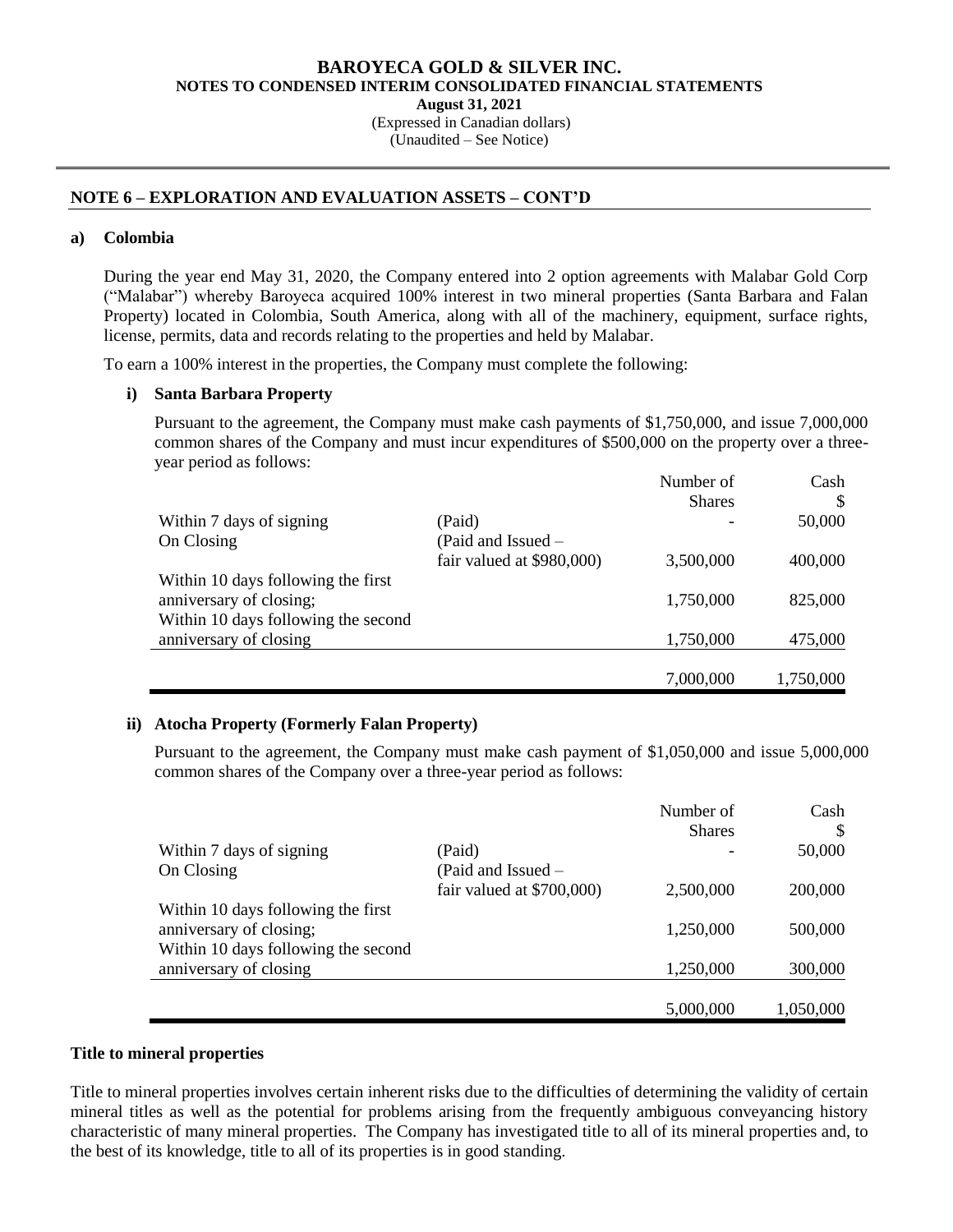## NOTE 6 – EXPLORATION AND EVALUATION ASSETS – CONT'D

### a) Colombia

During the year end May 31, 2020, the Company entered into 2 option agreements with Malabar Gold Corp ("Malabar") whereby Baroyeca acquired 100% interest in two mineral properties (Santa Barbara and Falan Property) located in Colombia, South America, along with all of the machinery, equipment, surface rights, license, permits, data and records relating to the properties and held by Malabar.

To earn a 100% interest in the properties, the Company must complete the following:

#### i) Santa Barbara Property

Pursuant to the agreement, the Company must make cash payments of $1,750,000, and issue 7,000,000 common shares of the Company and must incur expenditures of $500,000 on the property over a three-year period as follows:

| | | Number of Shares | Cash $ |
|---|---|---|---|
| Within 7 days of signing | (Paid) | - | 50,000 |
| On Closing | (Paid and Issued – fair valued at $980,000) | 3,500,000 | 400,000 |
| Within 10 days following the first anniversary of closing; | | 1,750,000 | 825,000 |
| Within 10 days following the second anniversary of closing | | 1,750,000 | 475,000 |
| | | 7,000,000 | 1,750,000 |

#### ii) Atocha Property (Formerly Falan Property)

Pursuant to the agreement, the Company must make cash payment of $1,050,000 and issue 5,000,000 common shares of the Company over a three-year period as follows:

| | | Number of Shares | Cash $ |
|---|---|---|---|
| Within 7 days of signing | (Paid) | - | 50,000 |
| On Closing | (Paid and Issued – fair valued at $700,000) | 2,500,000 | 200,000 |
| Within 10 days following the first anniversary of closing; | | 1,250,000 | 500,000 |
| Within 10 days following the second anniversary of closing | | 1,250,000 | 300,000 |
| | | 5,000,000 | 1,050,000 |

### Title to mineral properties

Title to mineral properties involves certain inherent risks due to the difficulties of determining the validity of certain mineral titles as well as the potential for problems arising from the frequently ambiguous conveyancing history characteristic of many mineral properties. The Company has investigated title to all of its mineral properties and, to the best of its knowledge, title to all of its properties is in good standing.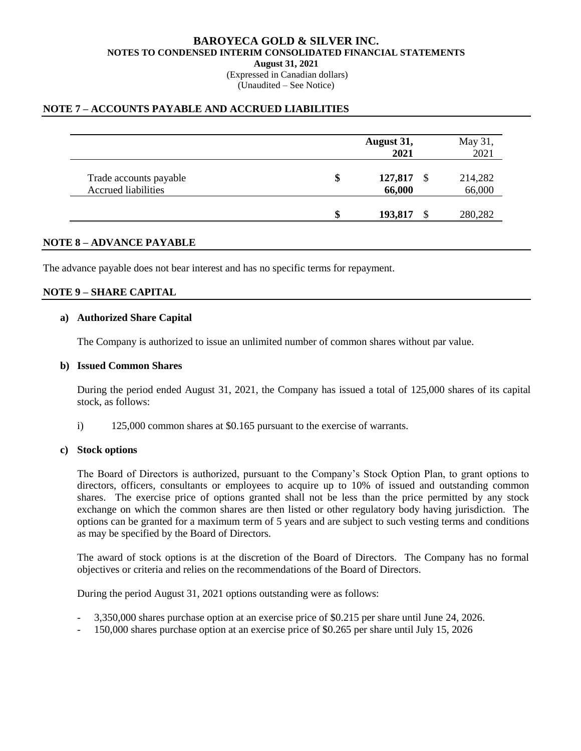# BAROYECA GOLD & SILVER INC.
## NOTES TO CONDENSED INTERIM CONSOLIDATED FINANCIAL STATEMENTS
**August 31, 2021**
(Expressed in Canadian dollars)
(Unaudited – See Notice)

## NOTE 7 – ACCOUNTS PAYABLE AND ACCRUED LIABILITIES

| | August 31, 2021 | May 31, 2021 |
|---|---|---|
| Trade accounts payable | $ **127,817** | $ 214,282 |
| Accrued liabilities | **66,000** | 66,000 |
| | $ **193,817** | $ 280,282 |

## NOTE 8 – ADVANCE PAYABLE

The advance payable does not bear interest and has no specific terms for repayment.

## NOTE 9 – SHARE CAPITAL

**a) Authorized Share Capital**

The Company is authorized to issue an unlimited number of common shares without par value.

**b) Issued Common Shares**

During the period ended August 31, 2021, the Company has issued a total of 125,000 shares of its capital stock, as follows:

i) 125,000 common shares at $0.165 pursuant to the exercise of warrants.

**c) Stock options**

The Board of Directors is authorized, pursuant to the Company's Stock Option Plan, to grant options to directors, officers, consultants or employees to acquire up to 10% of issued and outstanding common shares. The exercise price of options granted shall not be less than the price permitted by any stock exchange on which the common shares are then listed or other regulatory body having jurisdiction. The options can be granted for a maximum term of 5 years and are subject to such vesting terms and conditions as may be specified by the Board of Directors.

The award of stock options is at the discretion of the Board of Directors. The Company has no formal objectives or criteria and relies on the recommendations of the Board of Directors.

During the period August 31, 2021 options outstanding were as follows:

- 3,350,000 shares purchase option at an exercise price of $0.215 per share until June 24, 2026.
- 150,000 shares purchase option at an exercise price of $0.265 per share until July 15, 2026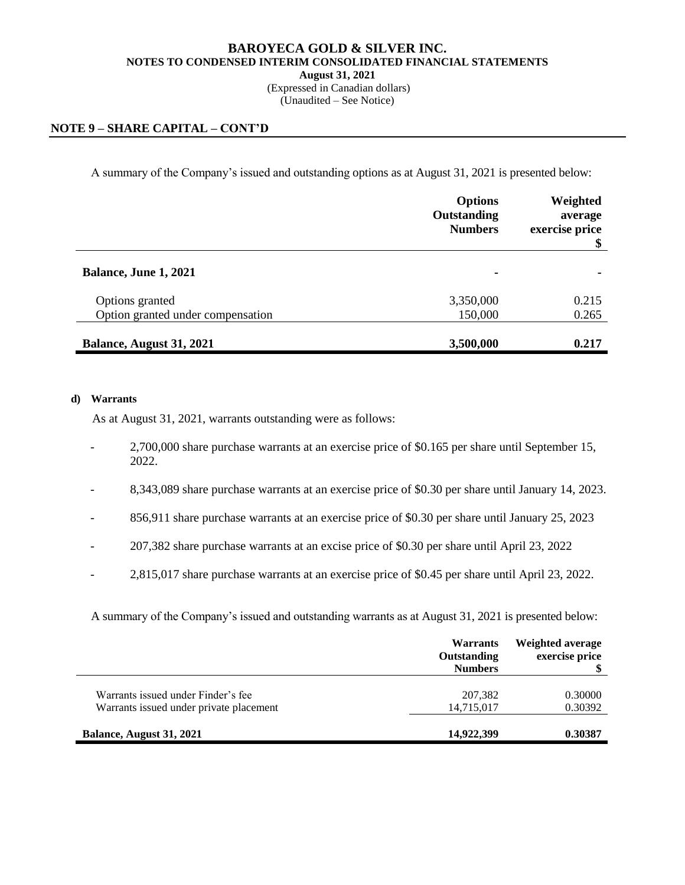## NOTE 9 – SHARE CAPITAL – CONT'D

A summary of the Company's issued and outstanding options as at August 31, 2021 is presented below:

| | Options Outstanding Numbers | Weighted average exercise price $ |
|---|---|---|
| **Balance, June 1, 2021** | - | - |
| Options granted | 3,350,000 | 0.215 |
| Option granted under compensation | 150,000 | 0.265 |
| **Balance, August 31, 2021** | **3,500,000** | **0.217** |

**d) Warrants**

As at August 31, 2021, warrants outstanding were as follows:

- 2,700,000 share purchase warrants at an exercise price of $0.165 per share until September 15, 2022.
- 8,343,089 share purchase warrants at an exercise price of $0.30 per share until January 14, 2023.
- 856,911 share purchase warrants at an exercise price of $0.30 per share until January 25, 2023
- 207,382 share purchase warrants at an excise price of $0.30 per share until April 23, 2022
- 2,815,017 share purchase warrants at an exercise price of $0.45 per share until April 23, 2022.

A summary of the Company's issued and outstanding warrants as at August 31, 2021 is presented below:

| | Warrants Outstanding Numbers | Weighted average exercise price $ |
|---|---|---|
| Warrants issued under Finder's fee | 207,382 | 0.30000 |
| Warrants issued under private placement | 14,715,017 | 0.30392 |
| **Balance, August 31, 2021** | **14,922,399** | **0.30387** |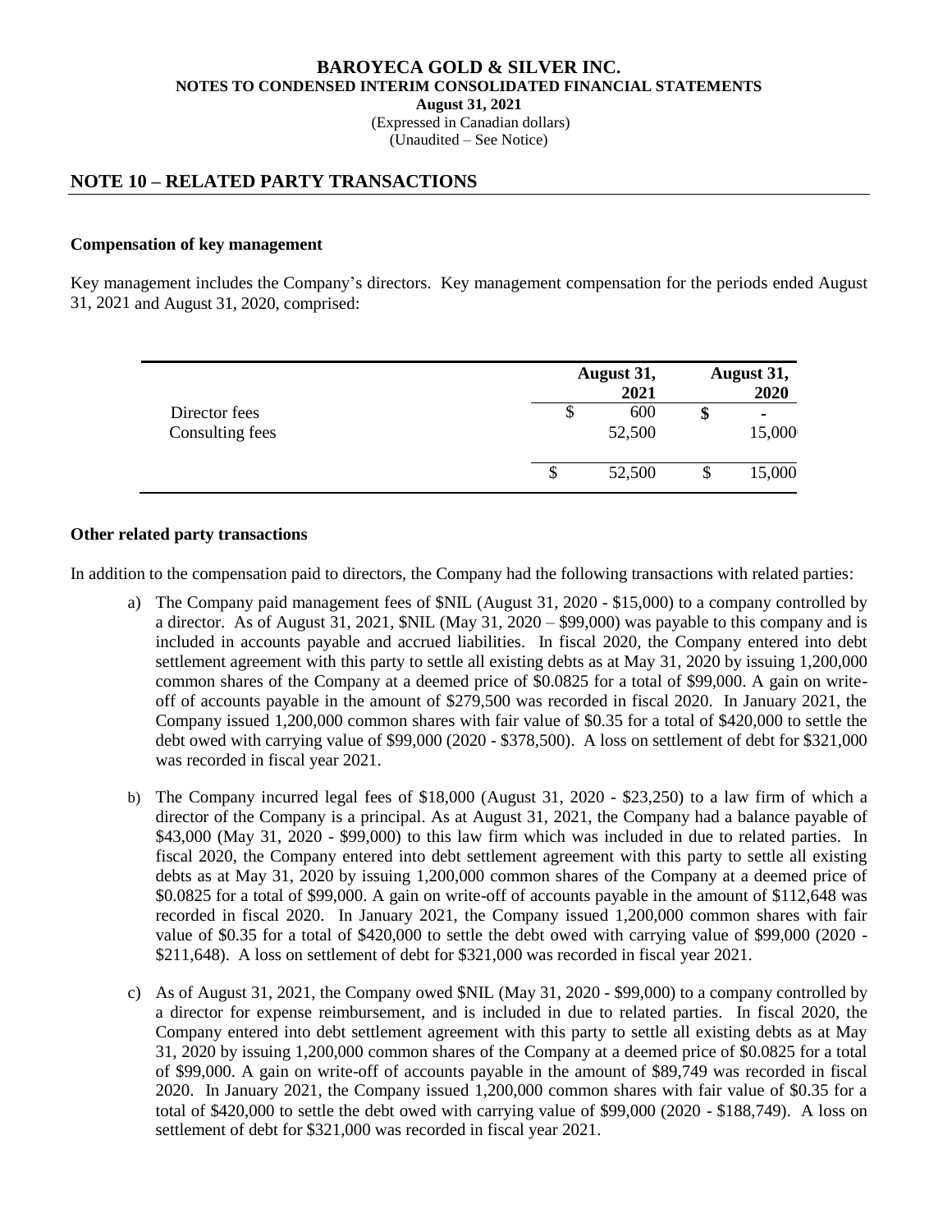# BAROYECA GOLD & SILVER INC.
**NOTES TO CONDENSED INTERIM CONSOLIDATED FINANCIAL STATEMENTS**
**August 31, 2021**
(Expressed in Canadian dollars)
(Unaudited – See Notice)

## NOTE 10 – RELATED PARTY TRANSACTIONS

### Compensation of key management

Key management includes the Company's directors. Key management compensation for the periods ended August 31, 2021 and August 31, 2020, comprised:

| | | August 31, 2021 | | August 31, 2020 |
|---|---|---|---|---|
| Director fees | $ | 600 | **$** | - |
| Consulting fees | | 52,500 | | 15,000 |
| | $ | 52,500 | $ | 15,000 |

### Other related party transactions

In addition to the compensation paid to directors, the Company had the following transactions with related parties:

a) The Company paid management fees of $NIL (August 31, 2020 - $15,000) to a company controlled by a director. As of August 31, 2021, $NIL (May 31, 2020 – $99,000) was payable to this company and is included in accounts payable and accrued liabilities. In fiscal 2020, the Company entered into debt settlement agreement with this party to settle all existing debts as at May 31, 2020 by issuing 1,200,000 common shares of the Company at a deemed price of $0.0825 for a total of $99,000. A gain on write-off of accounts payable in the amount of $279,500 was recorded in fiscal 2020. In January 2021, the Company issued 1,200,000 common shares with fair value of $0.35 for a total of $420,000 to settle the debt owed with carrying value of $99,000 (2020 - $378,500). A loss on settlement of debt for $321,000 was recorded in fiscal year 2021.

b) The Company incurred legal fees of $18,000 (August 31, 2020 - $23,250) to a law firm of which a director of the Company is a principal. As at August 31, 2021, the Company had a balance payable of $43,000 (May 31, 2020 - $99,000) to this law firm which was included in due to related parties. In fiscal 2020, the Company entered into debt settlement agreement with this party to settle all existing debts as at May 31, 2020 by issuing 1,200,000 common shares of the Company at a deemed price of $0.0825 for a total of $99,000. A gain on write-off of accounts payable in the amount of $112,648 was recorded in fiscal 2020. In January 2021, the Company issued 1,200,000 common shares with fair value of $0.35 for a total of $420,000 to settle the debt owed with carrying value of $99,000 (2020 - $211,648). A loss on settlement of debt for $321,000 was recorded in fiscal year 2021.

c) As of August 31, 2021, the Company owed $NIL (May 31, 2020 - $99,000) to a company controlled by a director for expense reimbursement, and is included in due to related parties. In fiscal 2020, the Company entered into debt settlement agreement with this party to settle all existing debts as at May 31, 2020 by issuing 1,200,000 common shares of the Company at a deemed price of $0.0825 for a total of $99,000. A gain on write-off of accounts payable in the amount of $89,749 was recorded in fiscal 2020. In January 2021, the Company issued 1,200,000 common shares with fair value of $0.35 for a total of $420,000 to settle the debt owed with carrying value of $99,000 (2020 - $188,749). A loss on settlement of debt for $321,000 was recorded in fiscal year 2021.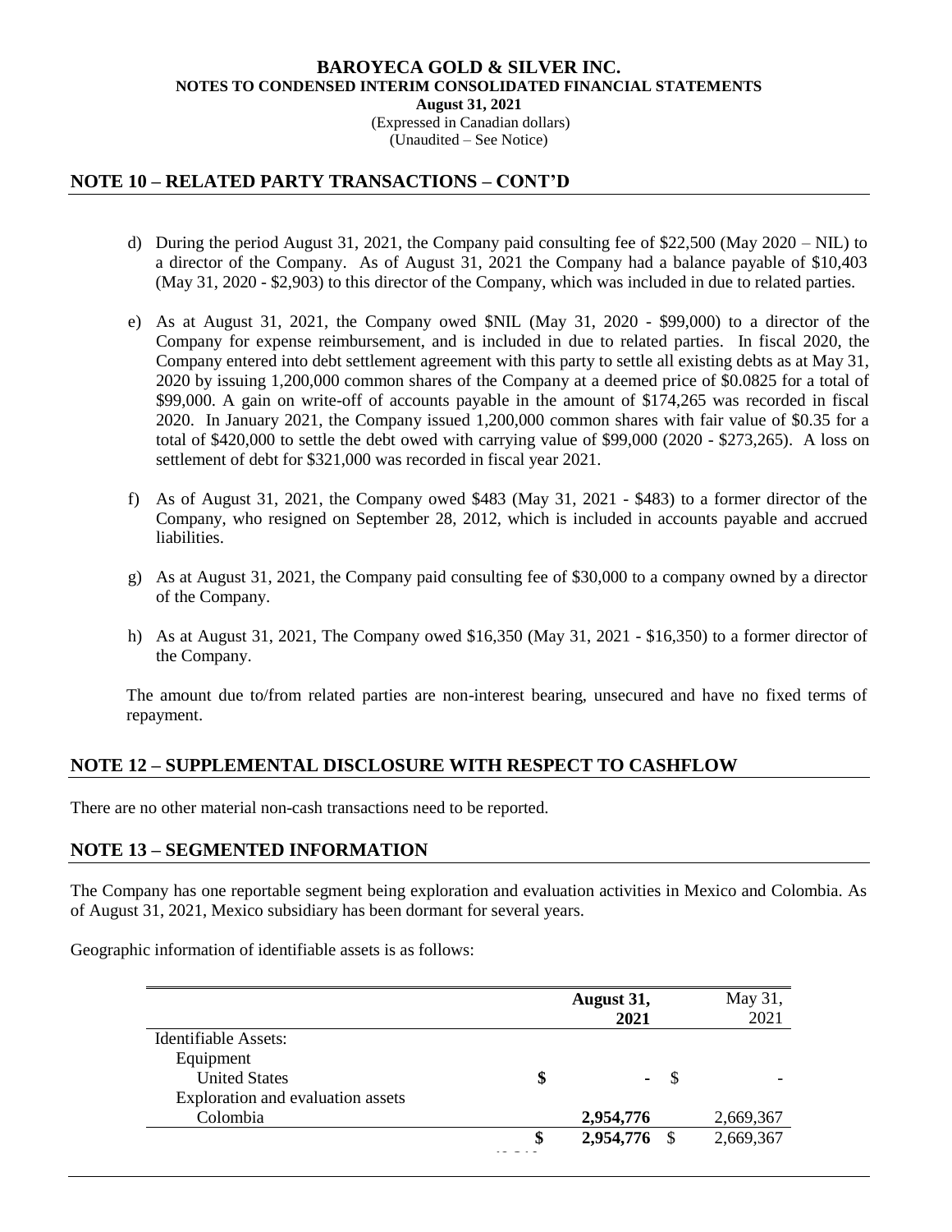## NOTE 10 – RELATED PARTY TRANSACTIONS – CONT'D

d) During the period August 31, 2021, the Company paid consulting fee of $22,500 (May 2020 – NIL) to a director of the Company. As of August 31, 2021 the Company had a balance payable of $10,403 (May 31, 2020 - $2,903) to this director of the Company, which was included in due to related parties.

e) As at August 31, 2021, the Company owed $NIL (May 31, 2020 - $99,000) to a director of the Company for expense reimbursement, and is included in due to related parties. In fiscal 2020, the Company entered into debt settlement agreement with this party to settle all existing debts as at May 31, 2020 by issuing 1,200,000 common shares of the Company at a deemed price of $0.0825 for a total of $99,000. A gain on write-off of accounts payable in the amount of $174,265 was recorded in fiscal 2020. In January 2021, the Company issued 1,200,000 common shares with fair value of $0.35 for a total of $420,000 to settle the debt owed with carrying value of $99,000 (2020 - $273,265). A loss on settlement of debt for $321,000 was recorded in fiscal year 2021.

f) As of August 31, 2021, the Company owed $483 (May 31, 2021 - $483) to a former director of the Company, who resigned on September 28, 2012, which is included in accounts payable and accrued liabilities.

g) As at August 31, 2021, the Company paid consulting fee of $30,000 to a company owned by a director of the Company.

h) As at August 31, 2021, The Company owed $16,350 (May 31, 2021 - $16,350) to a former director of the Company.

The amount due to/from related parties are non-interest bearing, unsecured and have no fixed terms of repayment.

## NOTE 12 – SUPPLEMENTAL DISCLOSURE WITH RESPECT TO CASHFLOW

There are no other material non-cash transactions need to be reported.

## NOTE 13 – SEGMENTED INFORMATION

The Company has one reportable segment being exploration and evaluation activities in Mexico and Colombia. As of August 31, 2021, Mexico subsidiary has been dormant for several years.

Geographic information of identifiable assets is as follows:

| | August 31, 2021 | May 31, 2021 |
|---|---|---|
| Identifiable Assets: | | |
| Equipment | | |
| United States | $ - | $ - |
| Exploration and evaluation assets | | |
| Colombia | **2,954,776** | 2,669,367 |
| | **$ 2,954,776** | $ 2,669,367 |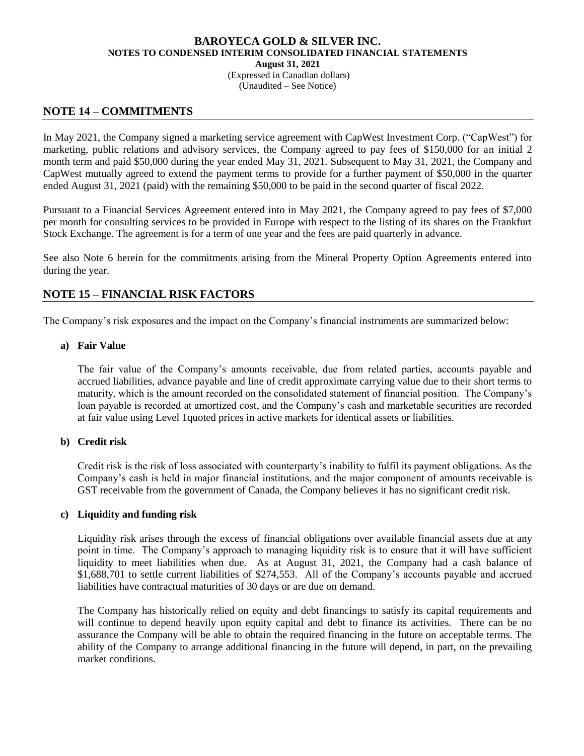## NOTE 14 – COMMITMENTS

In May 2021, the Company signed a marketing service agreement with CapWest Investment Corp. ("CapWest") for marketing, public relations and advisory services, the Company agreed to pay fees of $150,000 for an initial 2 month term and paid $50,000 during the year ended May 31, 2021. Subsequent to May 31, 2021, the Company and CapWest mutually agreed to extend the payment terms to provide for a further payment of $50,000 in the quarter ended August 31, 2021 (paid) with the remaining $50,000 to be paid in the second quarter of fiscal 2022.

Pursuant to a Financial Services Agreement entered into in May 2021, the Company agreed to pay fees of $7,000 per month for consulting services to be provided in Europe with respect to the listing of its shares on the Frankfurt Stock Exchange. The agreement is for a term of one year and the fees are paid quarterly in advance.

See also Note 6 herein for the commitments arising from the Mineral Property Option Agreements entered into during the year.

## NOTE 15 – FINANCIAL RISK FACTORS

The Company's risk exposures and the impact on the Company's financial instruments are summarized below:

**a) Fair Value**

The fair value of the Company's amounts receivable, due from related parties, accounts payable and accrued liabilities, advance payable and line of credit approximate carrying value due to their short terms to maturity, which is the amount recorded on the consolidated statement of financial position. The Company's loan payable is recorded at amortized cost, and the Company's cash and marketable securities are recorded at fair value using Level 1quoted prices in active markets for identical assets or liabilities.

**b) Credit risk**

Credit risk is the risk of loss associated with counterparty's inability to fulfil its payment obligations. As the Company's cash is held in major financial institutions, and the major component of amounts receivable is GST receivable from the government of Canada, the Company believes it has no significant credit risk.

**c) Liquidity and funding risk**

Liquidity risk arises through the excess of financial obligations over available financial assets due at any point in time. The Company's approach to managing liquidity risk is to ensure that it will have sufficient liquidity to meet liabilities when due. As at August 31, 2021, the Company had a cash balance of $1,688,701 to settle current liabilities of $274,553. All of the Company's accounts payable and accrued liabilities have contractual maturities of 30 days or are due on demand.

The Company has historically relied on equity and debt financings to satisfy its capital requirements and will continue to depend heavily upon equity capital and debt to finance its activities. There can be no assurance the Company will be able to obtain the required financing in the future on acceptable terms. The ability of the Company to arrange additional financing in the future will depend, in part, on the prevailing market conditions.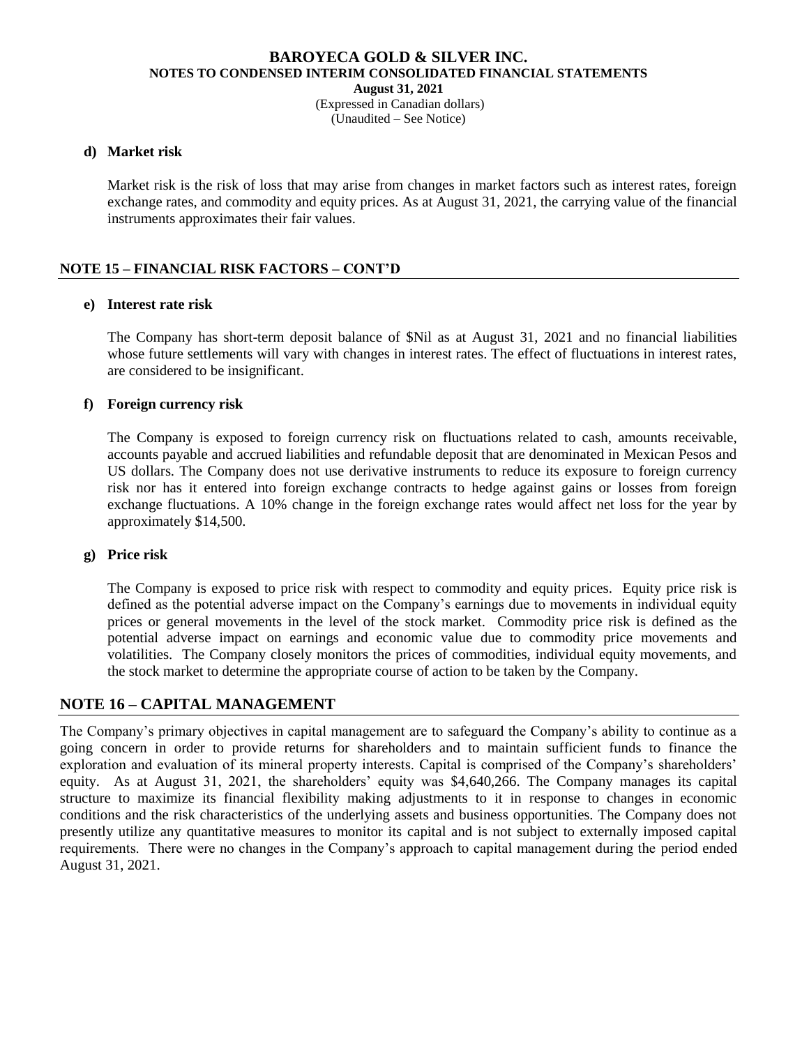**d) Market risk**

Market risk is the risk of loss that may arise from changes in market factors such as interest rates, foreign exchange rates, and commodity and equity prices. As at August 31, 2021, the carrying value of the financial instruments approximates their fair values.

## NOTE 15 – FINANCIAL RISK FACTORS – CONT'D

**e) Interest rate risk**

The Company has short-term deposit balance of $Nil as at August 31, 2021 and no financial liabilities whose future settlements will vary with changes in interest rates. The effect of fluctuations in interest rates, are considered to be insignificant.

**f) Foreign currency risk**

The Company is exposed to foreign currency risk on fluctuations related to cash, amounts receivable, accounts payable and accrued liabilities and refundable deposit that are denominated in Mexican Pesos and US dollars. The Company does not use derivative instruments to reduce its exposure to foreign currency risk nor has it entered into foreign exchange contracts to hedge against gains or losses from foreign exchange fluctuations. A 10% change in the foreign exchange rates would affect net loss for the year by approximately $14,500.

**g) Price risk**

The Company is exposed to price risk with respect to commodity and equity prices. Equity price risk is defined as the potential adverse impact on the Company's earnings due to movements in individual equity prices or general movements in the level of the stock market. Commodity price risk is defined as the potential adverse impact on earnings and economic value due to commodity price movements and volatilities. The Company closely monitors the prices of commodities, individual equity movements, and the stock market to determine the appropriate course of action to be taken by the Company.

## NOTE 16 – CAPITAL MANAGEMENT

The Company's primary objectives in capital management are to safeguard the Company's ability to continue as a going concern in order to provide returns for shareholders and to maintain sufficient funds to finance the exploration and evaluation of its mineral property interests. Capital is comprised of the Company's shareholders' equity. As at August 31, 2021, the shareholders' equity was $4,640,266. The Company manages its capital structure to maximize its financial flexibility making adjustments to it in response to changes in economic conditions and the risk characteristics of the underlying assets and business opportunities. The Company does not presently utilize any quantitative measures to monitor its capital and is not subject to externally imposed capital requirements. There were no changes in the Company's approach to capital management during the period ended August 31, 2021.